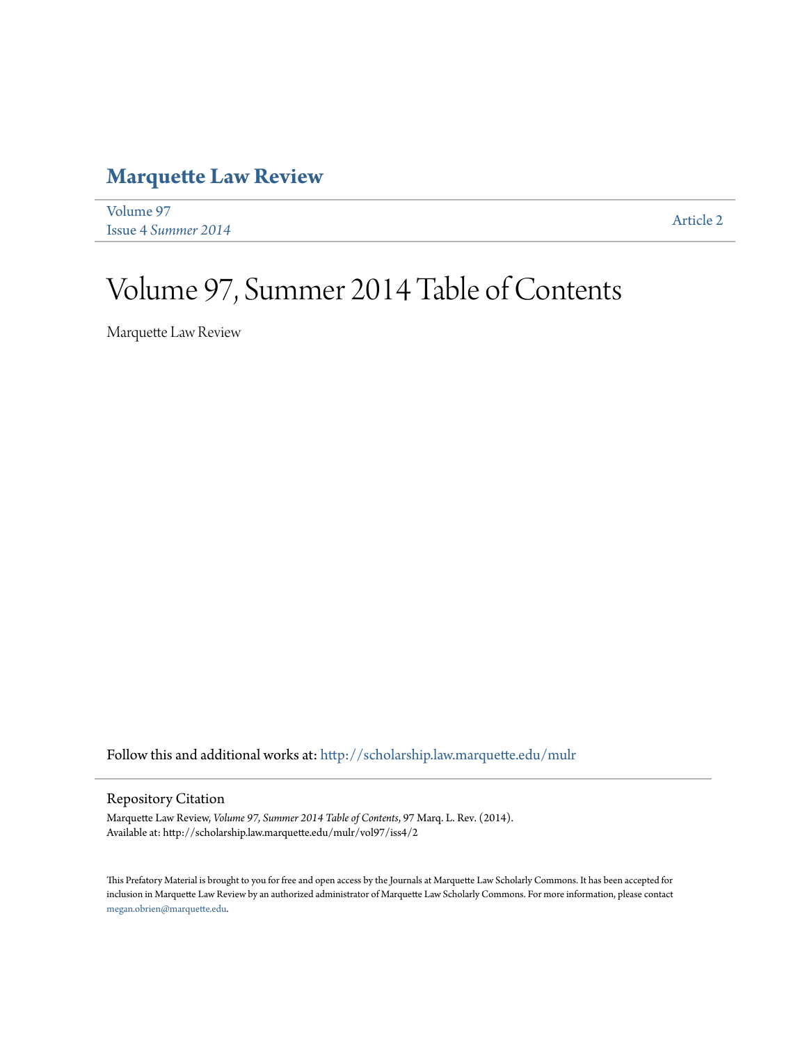# Marquette Law Review

Volume 97
Issue 4 *Summer 2014*

Article 2

# Volume 97, Summer 2014 Table of Contents

Marquette Law Review

Follow this and additional works at: http://scholarship.law.marquette.edu/mulr

## Repository Citation

Marquette Law Review, *Volume 97, Summer 2014 Table of Contents*, 97 Marq. L. Rev. (2014).
Available at: http://scholarship.law.marquette.edu/mulr/vol97/iss4/2

This Prefatory Material is brought to you for free and open access by the Journals at Marquette Law Scholarly Commons. It has been accepted for inclusion in Marquette Law Review by an authorized administrator of Marquette Law Scholarly Commons. For more information, please contact megan.obrien@marquette.edu.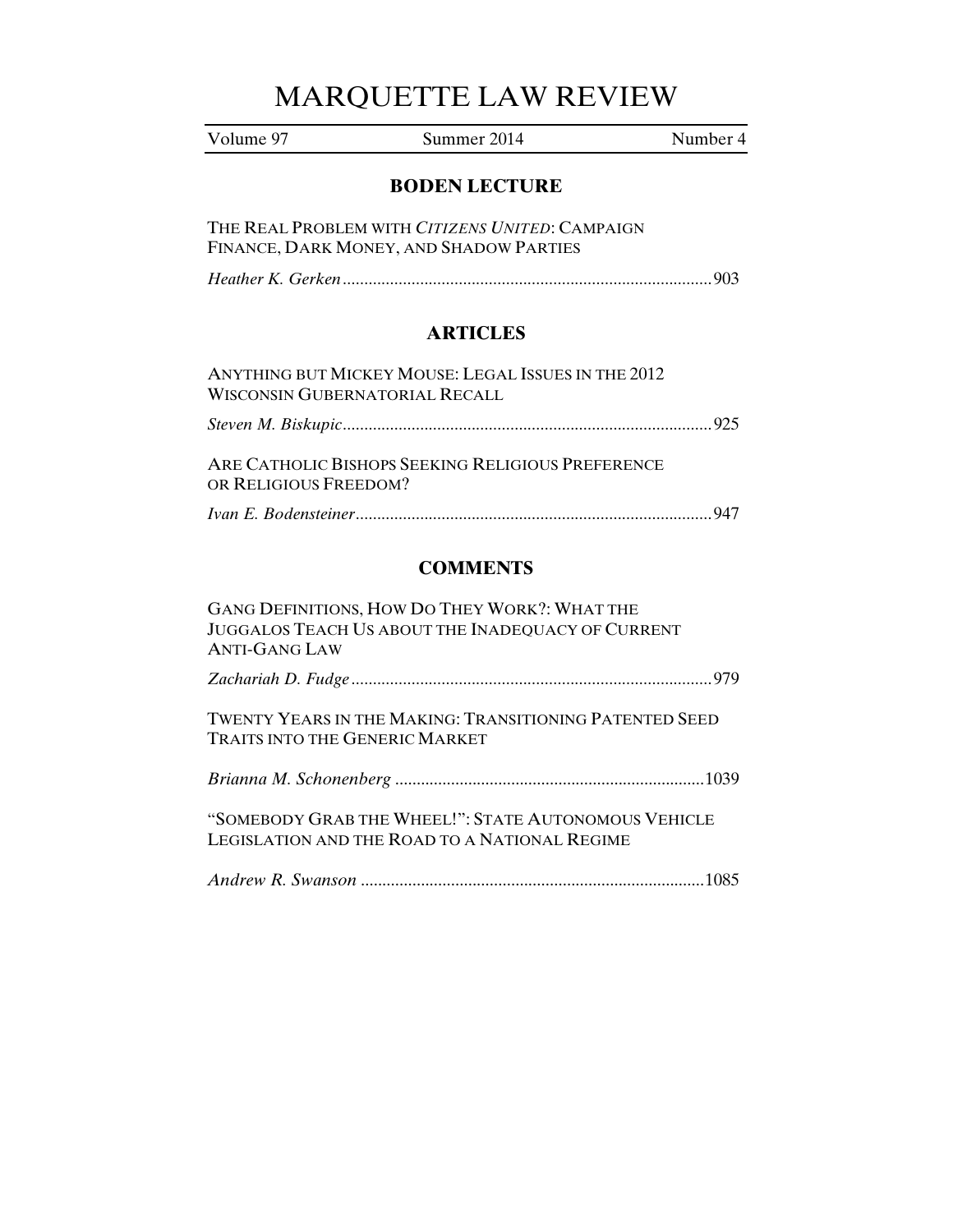# MARQUETTE LAW REVIEW

Volume 97 Summer 2014 Number 4

## BODEN LECTURE

THE REAL PROBLEM WITH *CITIZENS UNITED*: CAMPAIGN FINANCE, DARK MONEY, AND SHADOW PARTIES

*Heather K. Gerken*.....................................................................................903

## ARTICLES

ANYTHING BUT MICKEY MOUSE: LEGAL ISSUES IN THE 2012 WISCONSIN GUBERNATORIAL RECALL

*Steven M. Biskupic*.....................................................................................925

ARE CATHOLIC BISHOPS SEEKING RELIGIOUS PREFERENCE OR RELIGIOUS FREEDOM?

*Ivan E. Bodensteiner*..................................................................................947

## COMMENTS

GANG DEFINITIONS, HOW DO THEY WORK?: WHAT THE JUGGALOS TEACH US ABOUT THE INADEQUACY OF CURRENT ANTI-GANG LAW

*Zachariah D. Fudge*...................................................................................979

TWENTY YEARS IN THE MAKING: TRANSITIONING PATENTED SEED TRAITS INTO THE GENERIC MARKET

*Brianna M. Schonenberg* .......................................................................1039

"SOMEBODY GRAB THE WHEEL!": STATE AUTONOMOUS VEHICLE LEGISLATION AND THE ROAD TO A NATIONAL REGIME

*Andrew R. Swanson* ...............................................................................1085